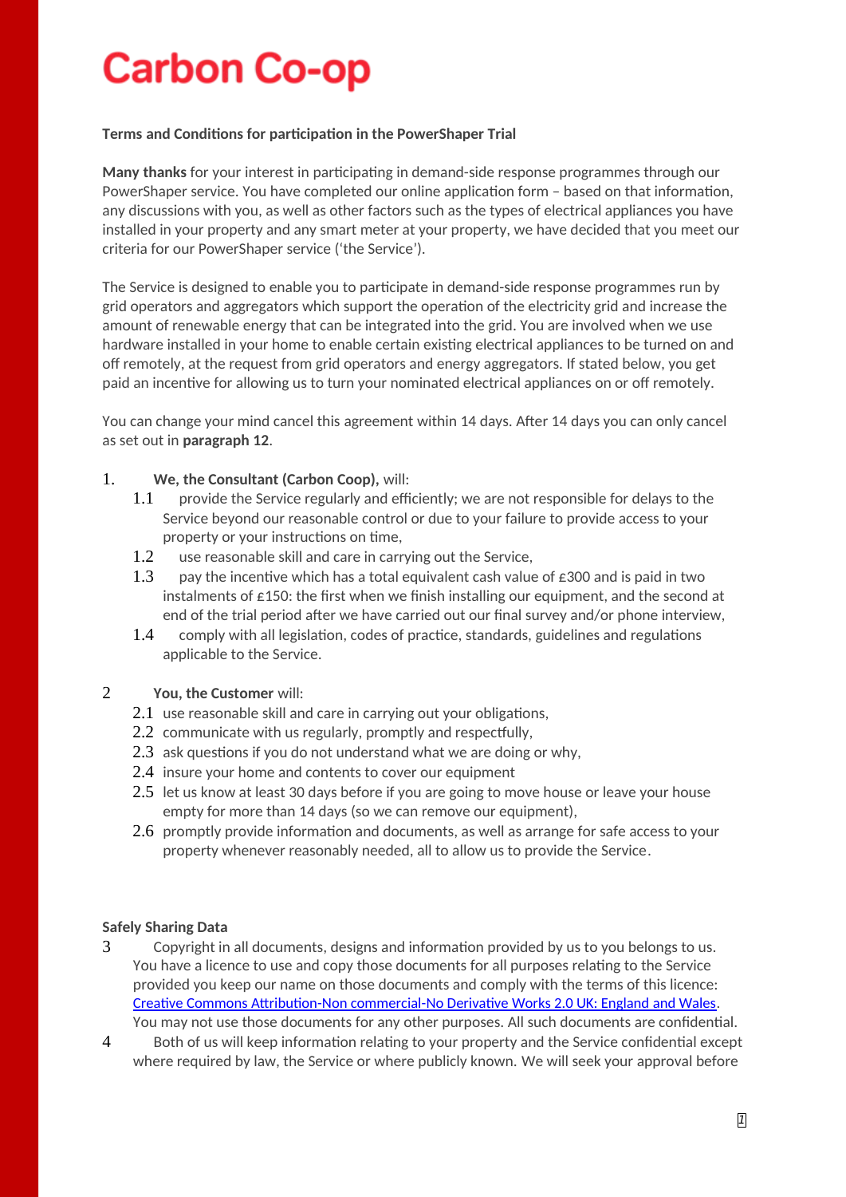# Carbon Co-op

**Terms and Conditions for participation in the PowerShaper Trial**

**Many thanks** for your interest in participating in demand-side response programmes through our PowerShaper service. You have completed our online application form – based on that information, any discussions with you, as well as other factors such as the types of electrical appliances you have installed in your property and any smart meter at your property, we have decided that you meet our criteria for our PowerShaper service ('the Service').

The Service is designed to enable you to participate in demand-side response programmes run by grid operators and aggregators which support the operation of the electricity grid and increase the amount of renewable energy that can be integrated into the grid. You are involved when we use hardware installed in your home to enable certain existing electrical appliances to be turned on and off remotely, at the request from grid operators and energy aggregators. If stated below, you get paid an incentive for allowing us to turn your nominated electrical appliances on or off remotely.

You can change your mind cancel this agreement within 14 days. After 14 days you can only cancel as set out in **paragraph 12**.

1. **We, the Consultant (Carbon Coop),** will:
   - 1.1 provide the Service regularly and efficiently; we are not responsible for delays to the Service beyond our reasonable control or due to your failure to provide access to your property or your instructions on time,
   - 1.2 use reasonable skill and care in carrying out the Service,
   - 1.3 pay the incentive which has a total equivalent cash value of £300 and is paid in two instalments of £150: the first when we finish installing our equipment, and the second at end of the trial period after we have carried out our final survey and/or phone interview,
   - 1.4 comply with all legislation, codes of practice, standards, guidelines and regulations applicable to the Service.

2. **You, the Customer** will:
   - 2.1 use reasonable skill and care in carrying out your obligations,
   - 2.2 communicate with us regularly, promptly and respectfully,
   - 2.3 ask questions if you do not understand what we are doing or why,
   - 2.4 insure your home and contents to cover our equipment
   - 2.5 let us know at least 30 days before if you are going to move house or leave your house empty for more than 14 days (so we can remove our equipment),
   - 2.6 promptly provide information and documents, as well as arrange for safe access to your property whenever reasonably needed, all to allow us to provide the Service.

**Safely Sharing Data**

3. Copyright in all documents, designs and information provided by us to you belongs to us. You have a licence to use and copy those documents for all purposes relating to the Service provided you keep our name on those documents and comply with the terms of this licence: [Creative Commons Attribution-Non commercial-No Derivative Works 2.0 UK: England and Wales](). You may not use those documents for any other purposes. All such documents are confidential.

4. Both of us will keep information relating to your property and the Service confidential except where required by law, the Service or where publicly known. We will seek your approval before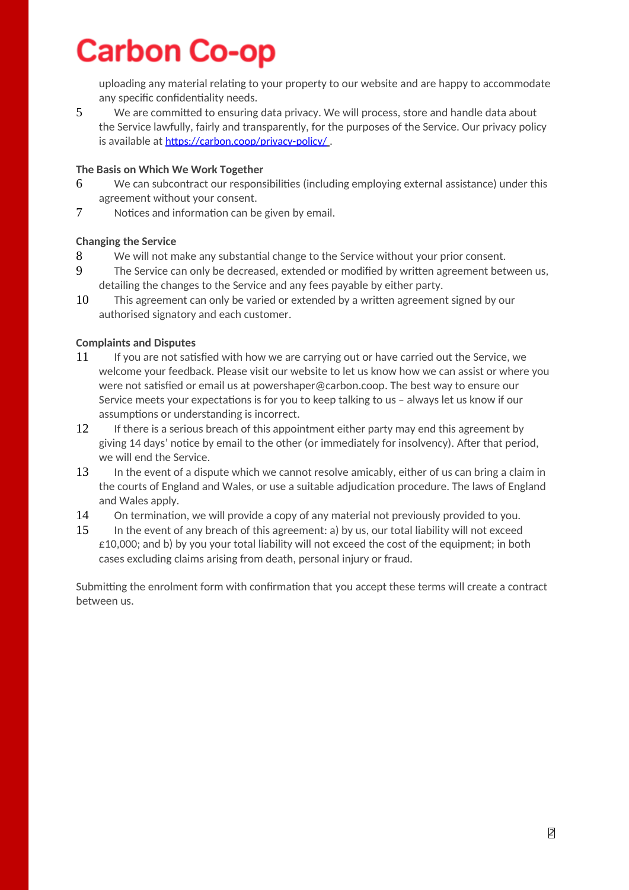# Carbon Co-op

uploading any material relating to your property to our website and are happy to accommodate any specific confidentiality needs.

5 We are committed to ensuring data privacy. We will process, store and handle data about the Service lawfully, fairly and transparently, for the purposes of the Service. Our privacy policy is available at [https://carbon.coop/privacy-policy/](https://carbon.coop/privacy-policy/) .

**The Basis on Which We Work Together**

6 We can subcontract our responsibilities (including employing external assistance) under this agreement without your consent.

7 Notices and information can be given by email.

**Changing the Service**

8 We will not make any substantial change to the Service without your prior consent.

9 The Service can only be decreased, extended or modified by written agreement between us, detailing the changes to the Service and any fees payable by either party.

10 This agreement can only be varied or extended by a written agreement signed by our authorised signatory and each customer.

**Complaints and Disputes**

11 If you are not satisfied with how we are carrying out or have carried out the Service, we welcome your feedback. Please visit our website to let us know how we can assist or where you were not satisfied or email us at powershaper@carbon.coop. The best way to ensure our Service meets your expectations is for you to keep talking to us – always let us know if our assumptions or understanding is incorrect.

12 If there is a serious breach of this appointment either party may end this agreement by giving 14 days' notice by email to the other (or immediately for insolvency). After that period, we will end the Service.

13 In the event of a dispute which we cannot resolve amicably, either of us can bring a claim in the courts of England and Wales, or use a suitable adjudication procedure. The laws of England and Wales apply.

14 On termination, we will provide a copy of any material not previously provided to you.

15 In the event of any breach of this agreement: a) by us, our total liability will not exceed £10,000; and b) by you your total liability will not exceed the cost of the equipment; in both cases excluding claims arising from death, personal injury or fraud.

Submitting the enrolment form with confirmation that you accept these terms will create a contract between us.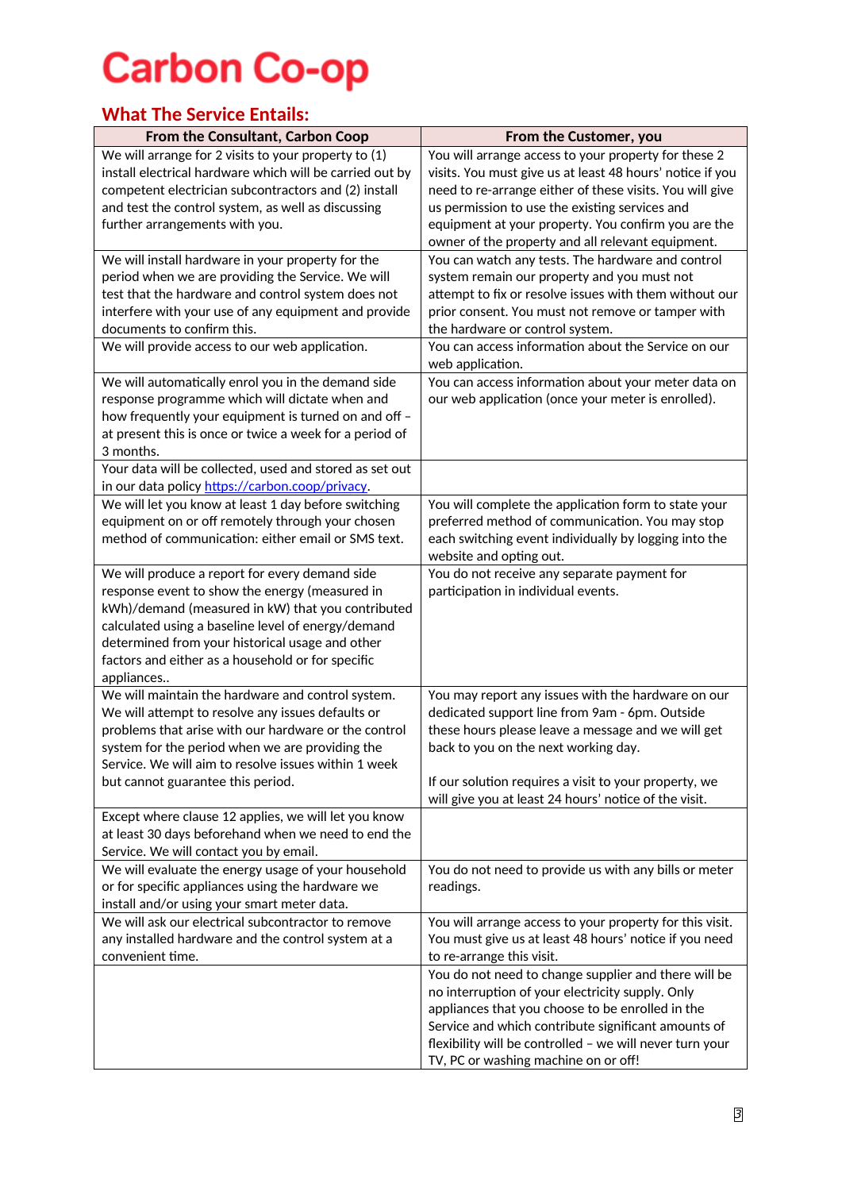# Carbon Co-op

## What The Service Entails:

| From the Consultant, Carbon Coop | From the Customer, you |
|---|---|
| We will arrange for 2 visits to your property to (1) install electrical hardware which will be carried out by competent electrician subcontractors and (2) install and test the control system, as well as discussing further arrangements with you. | You will arrange access to your property for these 2 visits. You must give us at least 48 hours' notice if you need to re-arrange either of these visits. You will give us permission to use the existing services and equipment at your property. You confirm you are the owner of the property and all relevant equipment. |
| We will install hardware in your property for the period when we are providing the Service. We will test that the hardware and control system does not interfere with your use of any equipment and provide documents to confirm this. | You can watch any tests. The hardware and control system remain our property and you must not attempt to fix or resolve issues with them without our prior consent. You must not remove or tamper with the hardware or control system. |
| We will provide access to our web application. | You can access information about the Service on our web application. |
| We will automatically enrol you in the demand side response programme which will dictate when and how frequently your equipment is turned on and off – at present this is once or twice a week for a period of 3 months. | You can access information about your meter data on our web application (once your meter is enrolled). |
| Your data will be collected, used and stored as set out in our data policy [https://carbon.coop/privacy](https://carbon.coop/privacy). | |
| We will let you know at least 1 day before switching equipment on or off remotely through your chosen method of communication: either email or SMS text. | You will complete the application form to state your preferred method of communication. You may stop each switching event individually by logging into the website and opting out. |
| We will produce a report for every demand side response event to show the energy (measured in kWh)/demand (measured in kW) that you contributed calculated using a baseline level of energy/demand determined from your historical usage and other factors and either as a household or for specific appliances.. | You do not receive any separate payment for participation in individual events. |
| We will maintain the hardware and control system. We will attempt to resolve any issues defaults or problems that arise with our hardware or the control system for the period when we are providing the Service. We will aim to resolve issues within 1 week but cannot guarantee this period. | You may report any issues with the hardware on our dedicated support line from 9am - 6pm. Outside these hours please leave a message and we will get back to you on the next working day.<br><br>If our solution requires a visit to your property, we will give you at least 24 hours' notice of the visit. |
| Except where clause 12 applies, we will let you know at least 30 days beforehand when we need to end the Service. We will contact you by email. | |
| We will evaluate the energy usage of your household or for specific appliances using the hardware we install and/or using your smart meter data. | You do not need to provide us with any bills or meter readings. |
| We will ask our electrical subcontractor to remove any installed hardware and the control system at a convenient time. | You will arrange access to your property for this visit. You must give us at least 48 hours' notice if you need to re-arrange this visit. |
| | You do not need to change supplier and there will be no interruption of your electricity supply. Only appliances that you choose to be enrolled in the Service and which contribute significant amounts of flexibility will be controlled – we will never turn your TV, PC or washing machine on or off! |